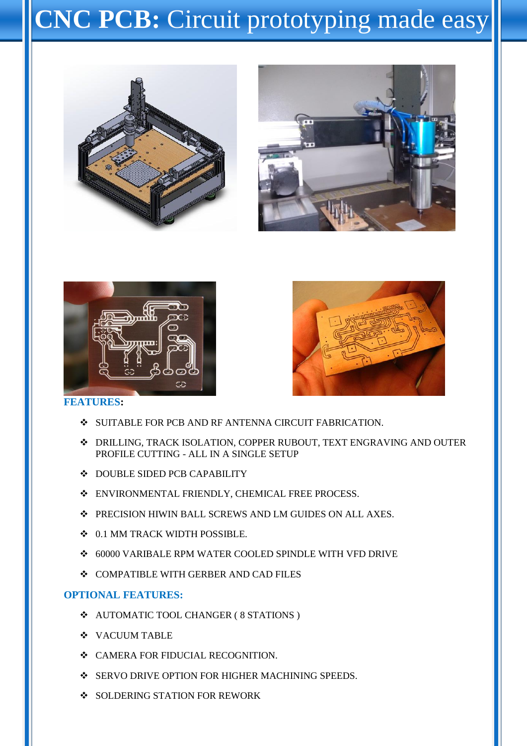# **CNC PCB:** Circuit prototyping made easy

**FEATURES:**

- SUITABLE FOR PCB AND RF ANTENNA CIRCUIT FABRICATION.
- DRILLING, TRACK ISOLATION, COPPER RUBOUT, TEXT ENGRAVING AND OUTER PROFILE CUTTING - ALL IN A SINGLE SETUP
- DOUBLE SIDED PCB CAPABILITY
- ENVIRONMENTAL FRIENDLY, CHEMICAL FREE PROCESS.
- PRECISION HIWIN BALL SCREWS AND LM GUIDES ON ALL AXES.
- 0.1 MM TRACK WIDTH POSSIBLE.
- 60000 VARIBALE RPM WATER COOLED SPINDLE WITH VFD DRIVE
- COMPATIBLE WITH GERBER AND CAD FILES

**OPTIONAL FEATURES:**

- AUTOMATIC TOOL CHANGER ( 8 STATIONS )
- VACUUM TABLE
- CAMERA FOR FIDUCIAL RECOGNITION.
- SERVO DRIVE OPTION FOR HIGHER MACHINING SPEEDS.
- SOLDERING STATION FOR REWORK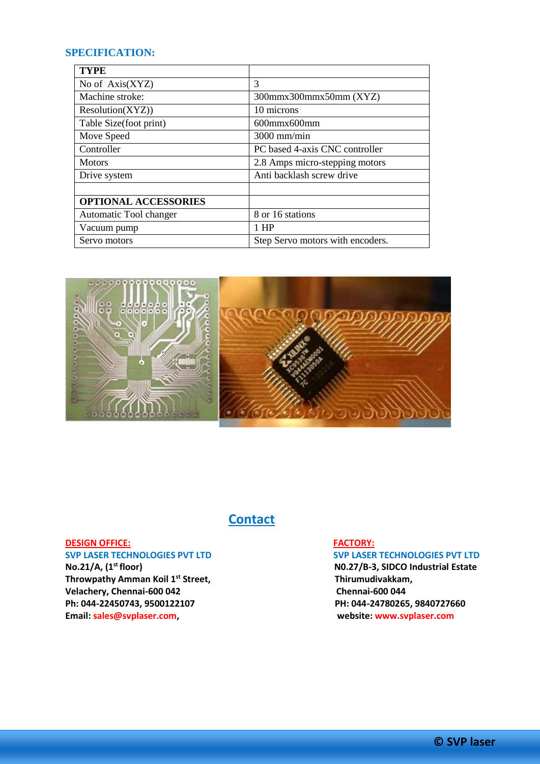## SPECIFICATION:

| **TYPE** | |
|---|---|
| No of Axis(XYZ) | 3 |
| Machine stroke: | 300mmx300mmx50mm (XYZ) |
| Resolution(XYZ)) | 10 microns |
| Table Size(foot print) | 600mmx600mm |
| Move Speed | 3000 mm/min |
| Controller | PC based 4-axis CNC controller |
| Motors | 2.8 Amps micro-stepping motors |
| Drive system | Anti backlash screw drive |
| | |
| **OPTIONAL ACCESSORIES** | |
| Automatic Tool changer | 8 or 16 stations |
| Vacuum pump | 1 HP |
| Servo motors | Step Servo motors with encoders. |

## Contact

**DESIGN OFFICE:**

**SVP LASER TECHNOLOGIES PVT LTD**
**No.21/A, (1st floor)**
**Throwpathy Amman Koil 1st Street,**
**Velachery, Chennai-600 042**
**Ph: 044-22450743, 9500122107**
**Email: sales@svplaser.com,**

**FACTORY:**

**SVP LASER TECHNOLOGIES PVT LTD**
**N0.27/B-3, SIDCO Industrial Estate**
**Thirumudivakkam,**
**Chennai-600 044**
**PH: 044-24780265, 9840727660**
**website: www.svplaser.com**